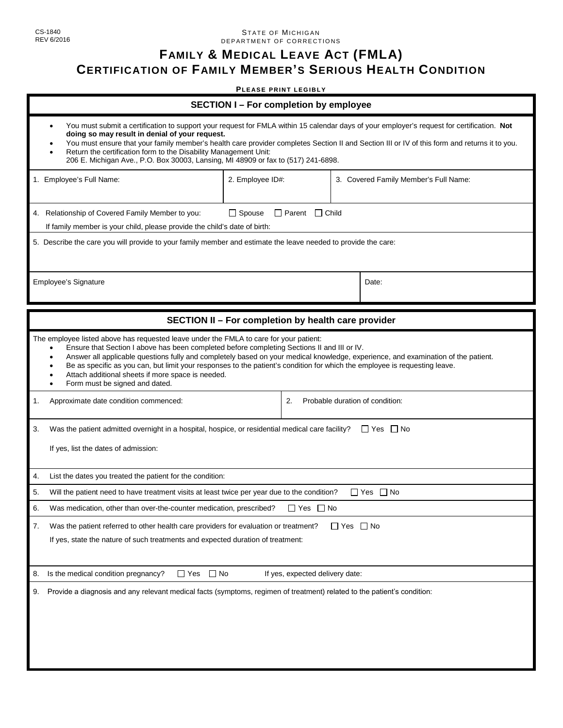CS-1840
REV 6/2016

STATE OF MICHIGAN
DEPARTMENT OF CORRECTIONS

# FAMILY & MEDICAL LEAVE ACT (FMLA)
# CERTIFICATION OF FAMILY MEMBER'S SERIOUS HEALTH CONDITION

**PLEASE PRINT LEGIBLY**

## SECTION I – For completion by employee

- You must submit a certification to support your request for FMLA within 15 calendar days of your employer's request for certification. **Not doing so may result in denial of your request.**
- You must ensure that your family member's health care provider completes Section II and Section III or IV of this form and returns it to you.
- Return the certification form to the Disability Management Unit:
  206 E. Michigan Ave., P.O. Box 30003, Lansing, MI 48909 or fax to (517) 241-6898.

| 1. Employee's Full Name: | 2. Employee ID#: | 3. Covered Family Member's Full Name: |
|---|---|---|
| | | |

4. Relationship of Covered Family Member to you: ☐ Spouse ☐ Parent ☐ Child

If family member is your child, please provide the child's date of birth:

5. Describe the care you will provide to your family member and estimate the leave needed to provide the care:

| Employee's Signature | Date: |
|---|---|
| | |

## SECTION II – For completion by health care provider

The employee listed above has requested leave under the FMLA to care for your patient:

- Ensure that Section I above has been completed before completing Sections II and III or IV.
- Answer all applicable questions fully and completely based on your medical knowledge, experience, and examination of the patient.
- Be as specific as you can, but limit your responses to the patient's condition for which the employee is requesting leave.
- Attach additional sheets if more space is needed.
- Form must be signed and dated.

| 1. Approximate date condition commenced: | 2. Probable duration of condition: |
|---|---|
| | |

3. Was the patient admitted overnight in a hospital, hospice, or residential medical care facility? ☐ Yes ☐ No

If yes, list the dates of admission:

4. List the dates you treated the patient for the condition:

5. Will the patient need to have treatment visits at least twice per year due to the condition? ☐ Yes ☐ No

6. Was medication, other than over-the-counter medication, prescribed? ☐ Yes ☐ No

7. Was the patient referred to other health care providers for evaluation or treatment? ☐ Yes ☐ No

If yes, state the nature of such treatments and expected duration of treatment:

8. Is the medical condition pregnancy? ☐ Yes ☐ No If yes, expected delivery date:

9. Provide a diagnosis and any relevant medical facts (symptoms, regimen of treatment) related to the patient's condition: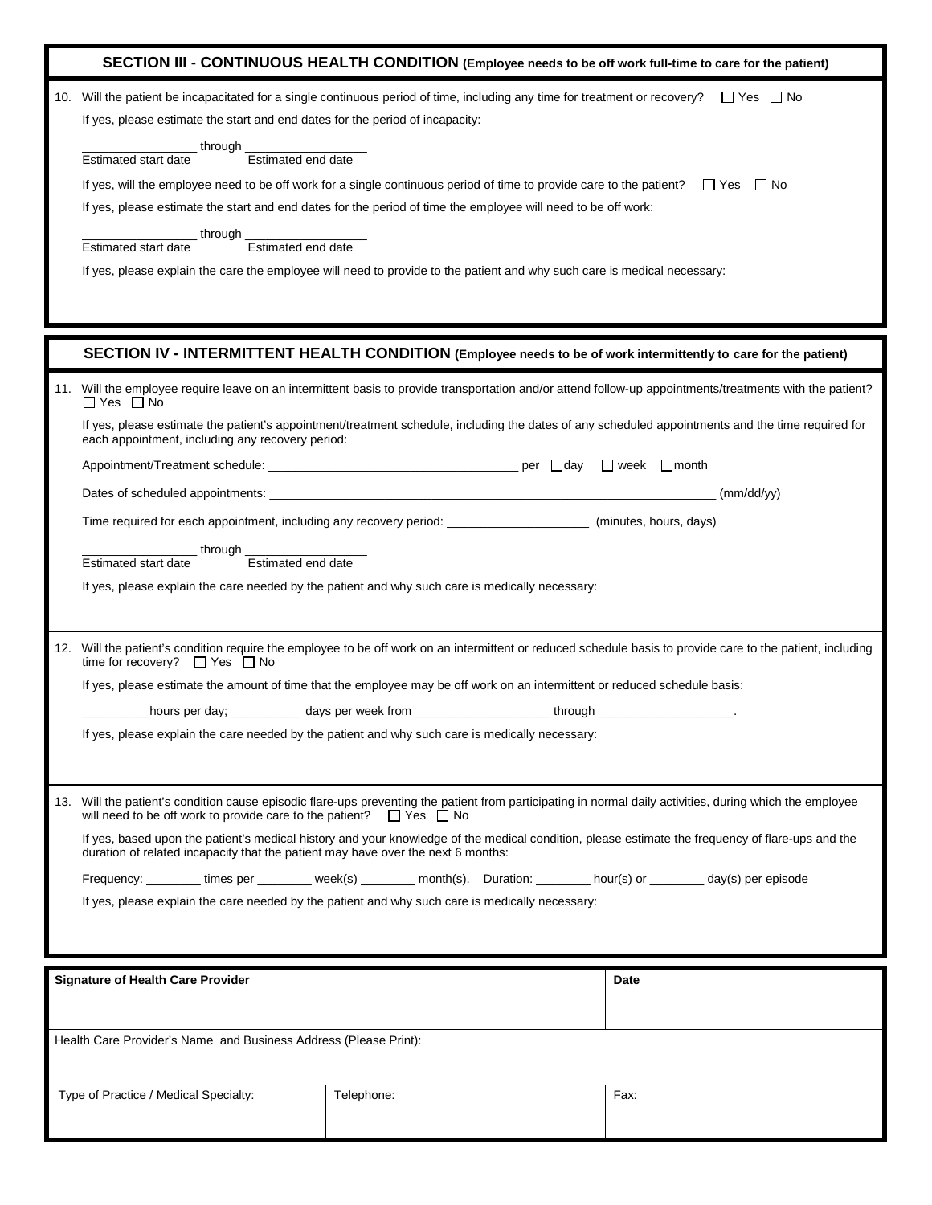## SECTION III - CONTINUOUS HEALTH CONDITION (Employee needs to be off work full-time to care for the patient)

10. Will the patient be incapacitated for a single continuous period of time, including any time for treatment or recovery? ☐ Yes ☐ No

    If yes, please estimate the start and end dates for the period of incapacity:

    _________________ through _________________
    Estimated start date Estimated end date

    If yes, will the employee need to be off work for a single continuous period of time to provide care to the patient? ☐ Yes ☐ No

    If yes, please estimate the start and end dates for the period of time the employee will need to be off work:

    _________________ through _________________
    Estimated start date Estimated end date

    If yes, please explain the care the employee will need to provide to the patient and why such care is medical necessary:

## SECTION IV - INTERMITTENT HEALTH CONDITION (Employee needs to be of work intermittently to care for the patient)

11. Will the employee require leave on an intermittent basis to provide transportation and/or attend follow-up appointments/treatments with the patient? ☐ Yes ☐ No

    If yes, please estimate the patient's appointment/treatment schedule, including the dates of any scheduled appointments and the time required for each appointment, including any recovery period:

    Appointment/Treatment schedule: ___________________________________ per ☐day ☐ week ☐month

    Dates of scheduled appointments: _______________________________________________________________ (mm/dd/yy)

    Time required for each appointment, including any recovery period: ____________________ (minutes, hours, days)

    _________________ through _________________
    Estimated start date Estimated end date

    If yes, please explain the care needed by the patient and why such care is medically necessary:

12. Will the patient's condition require the employee to be off work on an intermittent or reduced schedule basis to provide care to the patient, including time for recovery? ☐ Yes ☐ No

    If yes, please estimate the amount of time that the employee may be off work on an intermittent or reduced schedule basis:

    __________hours per day; __________ days per week from ____________________ through ____________________.

    If yes, please explain the care needed by the patient and why such care is medically necessary:

13. Will the patient's condition cause episodic flare-ups preventing the patient from participating in normal daily activities, during which the employee will need to be off work to provide care to the patient? ☐ Yes ☐ No

    If yes, based upon the patient's medical history and your knowledge of the medical condition, please estimate the frequency of flare-ups and the duration of related incapacity that the patient may have over the next 6 months:

    Frequency: ________ times per ________ week(s) ________ month(s). Duration: ________ hour(s) or ________ day(s) per episode

    If yes, please explain the care needed by the patient and why such care is medically necessary:

| | | |
|---|---|---|
| **Signature of Health Care Provider** | | **Date** |
| Health Care Provider's Name and Business Address (Please Print): | | |
| Type of Practice / Medical Specialty: | Telephone: | Fax: |